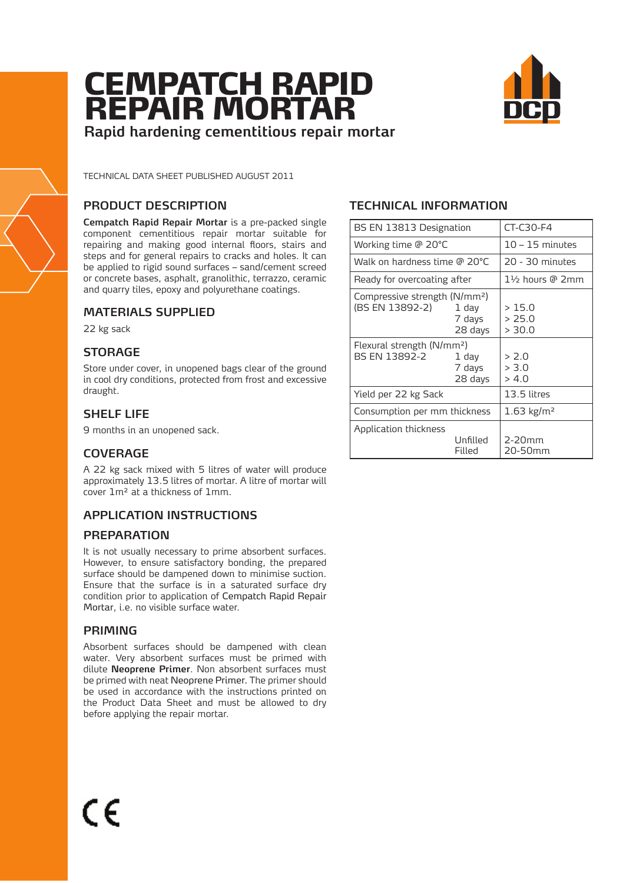# CEMPATCH RAPID REPAIR MORTAR

**Rapid hardening cementitious repair mortar**

TECHNICAL DATA SHEET PUBLISHED AUGUST 2011

## PRODUCT DESCRIPTION

**Cempatch Rapid Repair Mortar** is a pre-packed single component cementitious repair mortar suitable for repairing and making good internal floors, stairs and steps and for general repairs to cracks and holes. It can be applied to rigid sound surfaces – sand/cement screed or concrete bases, asphalt, granolithic, terrazzo, ceramic and quarry tiles, epoxy and polyurethane coatings.

## MATERIALS SUPPLIED

22 kg sack

## STORAGE

Store under cover, in unopened bags clear of the ground in cool dry conditions, protected from frost and excessive draught.

## SHELF LIFE

9 months in an unopened sack.

## COVERAGE

A 22 kg sack mixed with 5 litres of water will produce approximately 13.5 litres of mortar. A litre of mortar will cover 1m² at a thickness of 1mm.

## APPLICATION INSTRUCTIONS

### PREPARATION

It is not usually necessary to prime absorbent surfaces. However, to ensure satisfactory bonding, the prepared surface should be dampened down to minimise suction. Ensure that the surface is in a saturated surface dry condition prior to application of Cempatch Rapid Repair Mortar, i.e. no visible surface water.

### PRIMING

Absorbent surfaces should be dampened with clean water. Very absorbent surfaces must be primed with dilute **Neoprene Primer**. Non absorbent surfaces must be primed with neat Neoprene Primer. The primer should be used in accordance with the instructions printed on the Product Data Sheet and must be allowed to dry before applying the repair mortar.

## TECHNICAL INFORMATION

| Property | | Value |
|---|---|---|
| BS EN 13813 Designation | | CT-C30-F4 |
| Working time @ 20°C | | 10 – 15 minutes |
| Walk on hardness time @ 20°C | | 20 - 30 minutes |
| Ready for overcoating after | | 1½ hours @ 2mm |
| Compressive strength (N/mm²) (BS EN 13892-2) | 1 day | > 15.0 |
| | 7 days | > 25.0 |
| | 28 days | > 30.0 |
| Flexural strength (N/mm²) BS EN 13892-2 | 1 day | > 2.0 |
| | 7 days | > 3.0 |
| | 28 days | > 4.0 |
| Yield per 22 kg Sack | | 13.5 litres |
| Consumption per mm thickness | | 1.63 kg/m² |
| Application thickness | Unfilled | 2-20mm |
| | Filled | 20-50mm |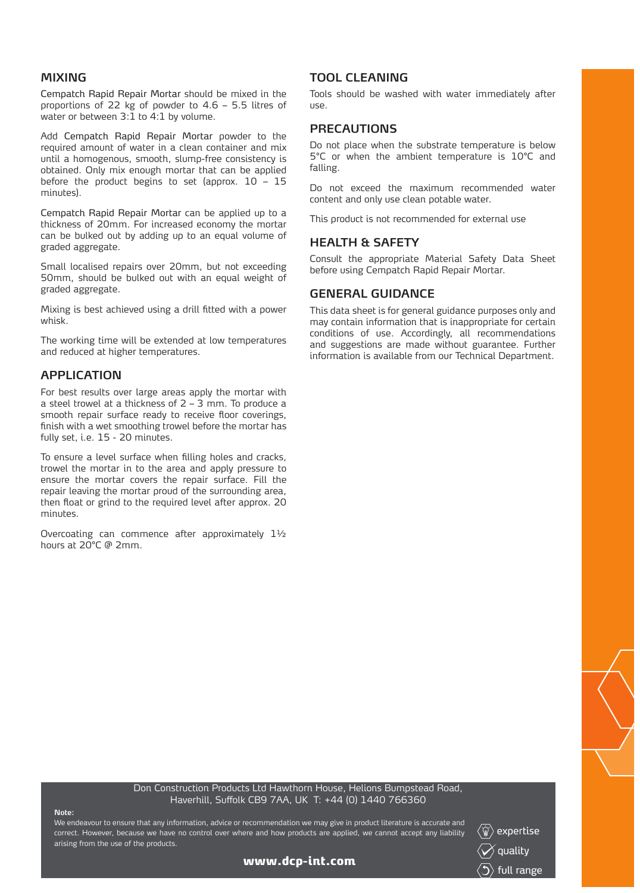## MIXING

Cempatch Rapid Repair Mortar should be mixed in the proportions of 22 kg of powder to 4.6 – 5.5 litres of water or between 3:1 to 4:1 by volume.

Add Cempatch Rapid Repair Mortar powder to the required amount of water in a clean container and mix until a homogenous, smooth, slump-free consistency is obtained. Only mix enough mortar that can be applied before the product begins to set (approx. 10 – 15 minutes).

Cempatch Rapid Repair Mortar can be applied up to a thickness of 20mm. For increased economy the mortar can be bulked out by adding up to an equal volume of graded aggregate.

Small localised repairs over 20mm, but not exceeding 50mm, should be bulked out with an equal weight of graded aggregate.

Mixing is best achieved using a drill fitted with a power whisk.

The working time will be extended at low temperatures and reduced at higher temperatures.

## APPLICATION

For best results over large areas apply the mortar with a steel trowel at a thickness of 2 – 3 mm. To produce a smooth repair surface ready to receive floor coverings, finish with a wet smoothing trowel before the mortar has fully set, i.e. 15 - 20 minutes.

To ensure a level surface when filling holes and cracks, trowel the mortar in to the area and apply pressure to ensure the mortar covers the repair surface. Fill the repair leaving the mortar proud of the surrounding area, then float or grind to the required level after approx. 20 minutes.

Overcoating can commence after approximately 1½ hours at 20°C @ 2mm.

## TOOL CLEANING

Tools should be washed with water immediately after use.

## PRECAUTIONS

Do not place when the substrate temperature is below 5°C or when the ambient temperature is 10°C and falling.

Do not exceed the maximum recommended water content and only use clean potable water.

This product is not recommended for external use

## HEALTH & SAFETY

Consult the appropriate Material Safety Data Sheet before using Cempatch Rapid Repair Mortar.

## GENERAL GUIDANCE

This data sheet is for general guidance purposes only and may contain information that is inappropriate for certain conditions of use. Accordingly, all recommendations and suggestions are made without guarantee. Further information is available from our Technical Department.

Don Construction Products Ltd Hawthorn House, Helions Bumpstead Road, Haverhill, Suffolk CB9 7AA, UK T: +44 (0) 1440 766360

**Note:**
We endeavour to ensure that any information, advice or recommendation we may give in product literature is accurate and correct. However, because we have no control over where and how products are applied, we cannot accept any liability arising from the use of the products.

**www.dcp-int.com**

expertise
quality
full range